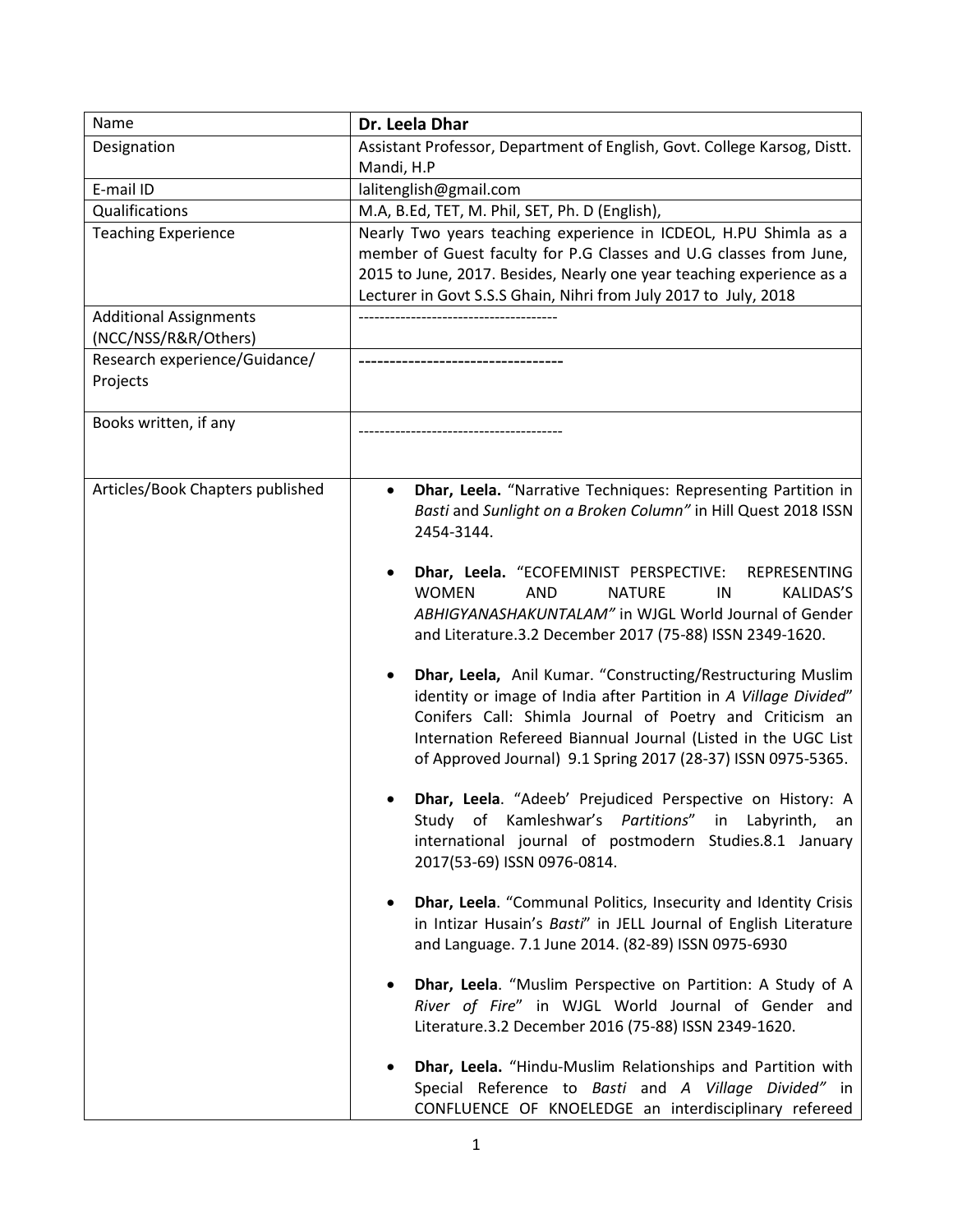| Name | **Dr. Leela Dhar** |
| --- | --- |
| Designation | Assistant Professor, Department of English, Govt. College Karsog, Distt. Mandi, H.P |
| E-mail ID | lalitenglish@gmail.com |
| Qualifications | M.A, B.Ed, TET, M. Phil, SET, Ph. D (English), |
| Teaching Experience | Nearly Two years teaching experience in ICDEOL, H.PU Shimla as a member of Guest faculty for P.G Classes and U.G classes from June, 2015 to June, 2017. Besides, Nearly one year teaching experience as a Lecturer in Govt S.S.S Ghain, Nihri from July 2017 to July, 2018 |
| Additional Assignments (NCC/NSS/R&R/Others) | ------------------------------------- |
| Research experience/Guidance/ Projects | **--------------------------------** |
| Books written, if any | -------------------------------------- |
| Articles/Book Chapters published | • **Dhar, Leela.** "Narrative Techniques: Representing Partition in *Basti* and *Sunlight on a Broken Column"* in Hill Quest 2018 ISSN 2454-3144.<br><br>• **Dhar, Leela.** "ECOFEMINIST PERSPECTIVE: REPRESENTING WOMEN AND NATURE IN KALIDAS'S *ABHIGYANASHAKUNTALAM"* in WJGL World Journal of Gender and Literature.3.2 December 2017 (75-88) ISSN 2349-1620.<br><br>• **Dhar, Leela,** Anil Kumar. "Constructing/Restructuring Muslim identity or image of India after Partition in *A Village Divided*" Conifers Call: Shimla Journal of Poetry and Criticism an Internation Refereed Biannual Journal (Listed in the UGC List of Approved Journal) 9.1 Spring 2017 (28-37) ISSN 0975-5365.<br><br>• **Dhar, Leela**. "Adeeb' Prejudiced Perspective on History: A Study of Kamleshwar's *Partitions*" in Labyrinth, an international journal of postmodern Studies.8.1 January 2017(53-69) ISSN 0976-0814.<br><br>• **Dhar, Leela**. "Communal Politics, Insecurity and Identity Crisis in Intizar Husain's *Basti*" in JELL Journal of English Literature and Language. 7.1 June 2014. (82-89) ISSN 0975-6930<br><br>• **Dhar, Leela**. "Muslim Perspective on Partition: A Study of A *River of Fire*" in WJGL World Journal of Gender and Literature.3.2 December 2016 (75-88) ISSN 2349-1620.<br><br>• **Dhar, Leela.** "Hindu-Muslim Relationships and Partition with Special Reference to *Basti* and *A Village Divided"* in CONFLUENCE OF KNOELEDGE an interdisciplinary refereed |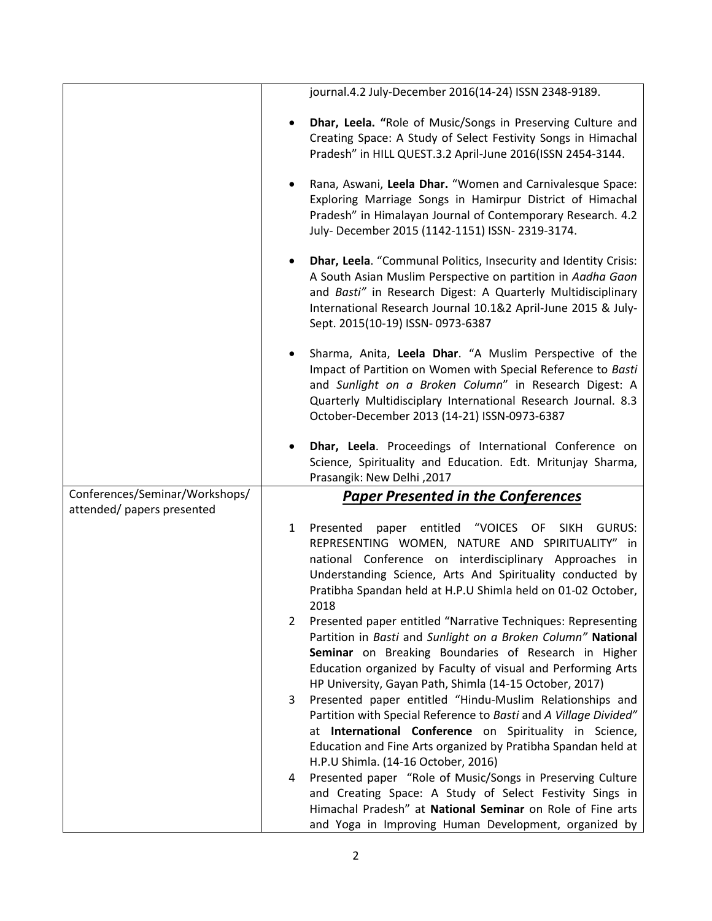| | |
|---|---|
| | journal.4.2 July-December 2016(14-24) ISSN 2348-9189.<br><br>• **Dhar, Leela. "**Role of Music/Songs in Preserving Culture and Creating Space: A Study of Select Festivity Songs in Himachal Pradesh" in HILL QUEST.3.2 April-June 2016(ISSN 2454-3144.<br><br>• Rana, Aswani, **Leela Dhar.** "Women and Carnivalesque Space: Exploring Marriage Songs in Hamirpur District of Himachal Pradesh" in Himalayan Journal of Contemporary Research. 4.2 July- December 2015 (1142-1151) ISSN- 2319-3174.<br><br>• **Dhar, Leela**. "Communal Politics, Insecurity and Identity Crisis: A South Asian Muslim Perspective on partition in *Aadha Gaon* and *Basti"* in Research Digest: A Quarterly Multidisciplinary International Research Journal 10.1&2 April-June 2015 & July-Sept. 2015(10-19) ISSN- 0973-6387<br><br>• Sharma, Anita, **Leela Dhar**. "A Muslim Perspective of the Impact of Partition on Women with Special Reference to *Basti* and *Sunlight on a Broken Column*" in Research Digest: A Quarterly Multidisciplary International Research Journal. 8.3 October-December 2013 (14-21) ISSN-0973-6387<br><br>• **Dhar, Leela**. Proceedings of International Conference on Science, Spirituality and Education. Edt. Mritunjay Sharma, Prasangik: New Delhi ,2017 |
| Conferences/Seminar/Workshops/ attended/ papers presented | ***<u>Paper Presented in the Conferences</u>***<br><br>1 Presented paper entitled "VOICES OF SIKH GURUS: REPRESENTING WOMEN, NATURE AND SPIRITUALITY" in national Conference on interdisciplinary Approaches in Understanding Science, Arts And Spirituality conducted by Pratibha Spandan held at H.P.U Shimla held on 01-02 October, 2018<br>2 Presented paper entitled "Narrative Techniques: Representing Partition in *Basti* and *Sunlight on a Broken Column"* **National Seminar** on Breaking Boundaries of Research in Higher Education organized by Faculty of visual and Performing Arts HP University, Gayan Path, Shimla (14-15 October, 2017)<br>3 Presented paper entitled "Hindu-Muslim Relationships and Partition with Special Reference to *Basti* and *A Village Divided"* at **International Conference** on Spirituality in Science, Education and Fine Arts organized by Pratibha Spandan held at H.P.U Shimla. (14-16 October, 2016)<br>4 Presented paper "Role of Music/Songs in Preserving Culture and Creating Space: A Study of Select Festivity Sings in Himachal Pradesh" at **National Seminar** on Role of Fine arts and Yoga in Improving Human Development, organized by |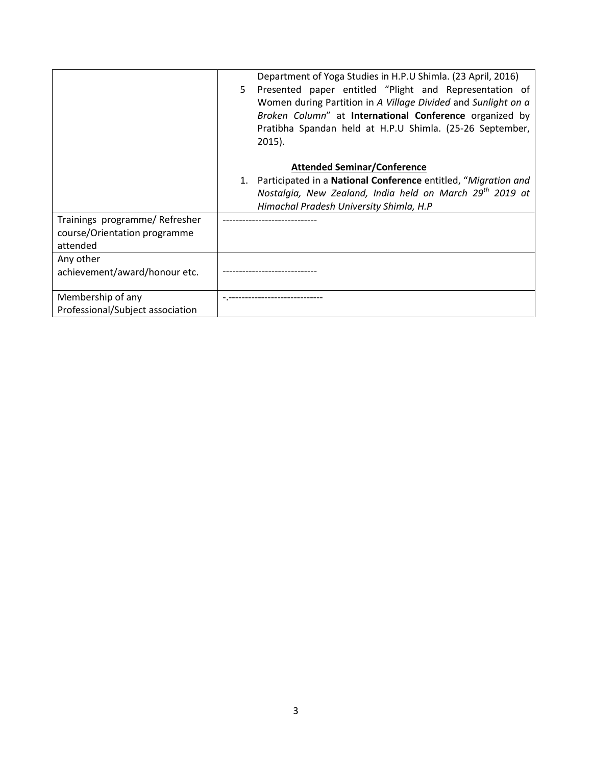| | |
|---|---|
| | Department of Yoga Studies in H.P.U Shimla. (23 April, 2016)<br>5 Presented paper entitled "Plight and Representation of Women during Partition in *A Village Divided* and *Sunlight on a Broken Column*" at **International Conference** organized by Pratibha Spandan held at H.P.U Shimla. (25-26 September, 2015).<br><br>**<u>Attended Seminar/Conference</u>**<br>1. Participated in a **National Conference** entitled, "*Migration and Nostalgia, New Zealand, India held on March 29<sup>th</sup> 2019 at Himachal Pradesh University Shimla, H.P* |
| Trainings programme/ Refresher course/Orientation programme attended | ---------------------------- |
| Any other achievement/award/honour etc. | ---------------------------- |
| Membership of any Professional/Subject association | -.---------------------------- |